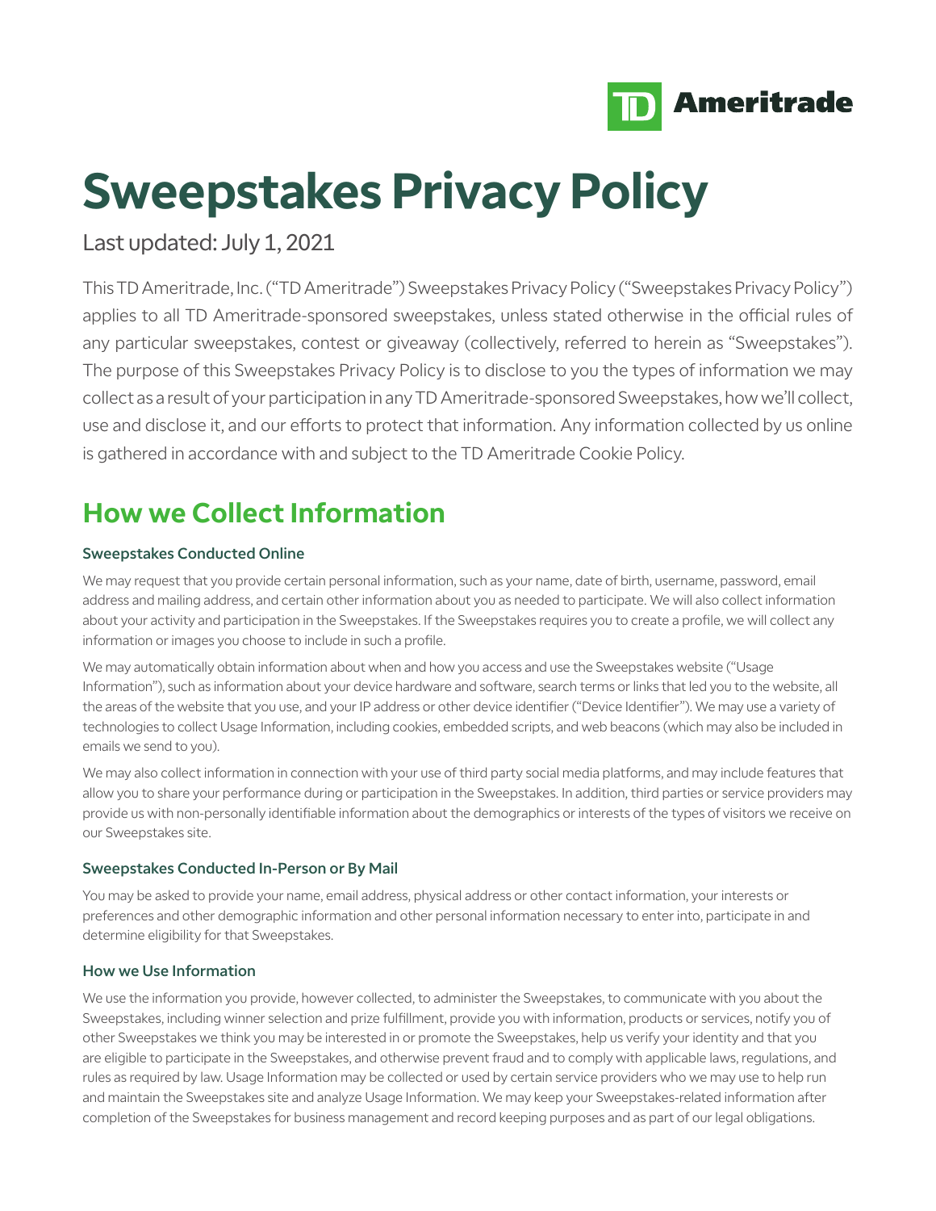TD Ameritrade

# Sweepstakes Privacy Policy

Last updated: July 1, 2021

This TD Ameritrade, Inc. ("TD Ameritrade") Sweepstakes Privacy Policy ("Sweepstakes Privacy Policy") applies to all TD Ameritrade-sponsored sweepstakes, unless stated otherwise in the official rules of any particular sweepstakes, contest or giveaway (collectively, referred to herein as "Sweepstakes"). The purpose of this Sweepstakes Privacy Policy is to disclose to you the types of information we may collect as a result of your participation in any TD Ameritrade-sponsored Sweepstakes, how we'll collect, use and disclose it, and our efforts to protect that information. Any information collected by us online is gathered in accordance with and subject to the TD Ameritrade Cookie Policy.

## How we Collect Information

### Sweepstakes Conducted Online

We may request that you provide certain personal information, such as your name, date of birth, username, password, email address and mailing address, and certain other information about you as needed to participate. We will also collect information about your activity and participation in the Sweepstakes. If the Sweepstakes requires you to create a profile, we will collect any information or images you choose to include in such a profile.

We may automatically obtain information about when and how you access and use the Sweepstakes website ("Usage Information"), such as information about your device hardware and software, search terms or links that led you to the website, all the areas of the website that you use, and your IP address or other device identifier ("Device Identifier"). We may use a variety of technologies to collect Usage Information, including cookies, embedded scripts, and web beacons (which may also be included in emails we send to you).

We may also collect information in connection with your use of third party social media platforms, and may include features that allow you to share your performance during or participation in the Sweepstakes. In addition, third parties or service providers may provide us with non-personally identifiable information about the demographics or interests of the types of visitors we receive on our Sweepstakes site.

### Sweepstakes Conducted In-Person or By Mail

You may be asked to provide your name, email address, physical address or other contact information, your interests or preferences and other demographic information and other personal information necessary to enter into, participate in and determine eligibility for that Sweepstakes.

### How we Use Information

We use the information you provide, however collected, to administer the Sweepstakes, to communicate with you about the Sweepstakes, including winner selection and prize fulfillment, provide you with information, products or services, notify you of other Sweepstakes we think you may be interested in or promote the Sweepstakes, help us verify your identity and that you are eligible to participate in the Sweepstakes, and otherwise prevent fraud and to comply with applicable laws, regulations, and rules as required by law. Usage Information may be collected or used by certain service providers who we may use to help run and maintain the Sweepstakes site and analyze Usage Information. We may keep your Sweepstakes-related information after completion of the Sweepstakes for business management and record keeping purposes and as part of our legal obligations.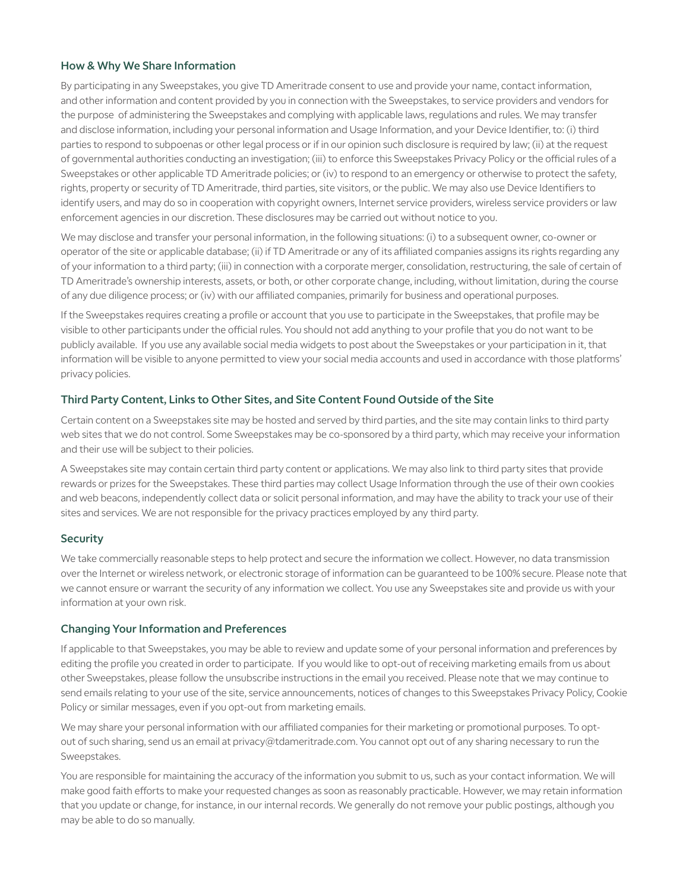## How & Why We Share Information

By participating in any Sweepstakes, you give TD Ameritrade consent to use and provide your name, contact information, and other information and content provided by you in connection with the Sweepstakes, to service providers and vendors for the purpose of administering the Sweepstakes and complying with applicable laws, regulations and rules. We may transfer and disclose information, including your personal information and Usage Information, and your Device Identifier, to: (i) third parties to respond to subpoenas or other legal process or if in our opinion such disclosure is required by law; (ii) at the request of governmental authorities conducting an investigation; (iii) to enforce this Sweepstakes Privacy Policy or the official rules of a Sweepstakes or other applicable TD Ameritrade policies; or (iv) to respond to an emergency or otherwise to protect the safety, rights, property or security of TD Ameritrade, third parties, site visitors, or the public. We may also use Device Identifiers to identify users, and may do so in cooperation with copyright owners, Internet service providers, wireless service providers or law enforcement agencies in our discretion. These disclosures may be carried out without notice to you.

We may disclose and transfer your personal information, in the following situations: (i) to a subsequent owner, co-owner or operator of the site or applicable database; (ii) if TD Ameritrade or any of its affiliated companies assigns its rights regarding any of your information to a third party; (iii) in connection with a corporate merger, consolidation, restructuring, the sale of certain of TD Ameritrade's ownership interests, assets, or both, or other corporate change, including, without limitation, during the course of any due diligence process; or (iv) with our affiliated companies, primarily for business and operational purposes.

If the Sweepstakes requires creating a profile or account that you use to participate in the Sweepstakes, that profile may be visible to other participants under the official rules. You should not add anything to your profile that you do not want to be publicly available. If you use any available social media widgets to post about the Sweepstakes or your participation in it, that information will be visible to anyone permitted to view your social media accounts and used in accordance with those platforms' privacy policies.

## Third Party Content, Links to Other Sites, and Site Content Found Outside of the Site

Certain content on a Sweepstakes site may be hosted and served by third parties, and the site may contain links to third party web sites that we do not control. Some Sweepstakes may be co-sponsored by a third party, which may receive your information and their use will be subject to their policies.

A Sweepstakes site may contain certain third party content or applications. We may also link to third party sites that provide rewards or prizes for the Sweepstakes. These third parties may collect Usage Information through the use of their own cookies and web beacons, independently collect data or solicit personal information, and may have the ability to track your use of their sites and services. We are not responsible for the privacy practices employed by any third party.

## Security

We take commercially reasonable steps to help protect and secure the information we collect. However, no data transmission over the Internet or wireless network, or electronic storage of information can be guaranteed to be 100% secure. Please note that we cannot ensure or warrant the security of any information we collect. You use any Sweepstakes site and provide us with your information at your own risk.

## Changing Your Information and Preferences

If applicable to that Sweepstakes, you may be able to review and update some of your personal information and preferences by editing the profile you created in order to participate. If you would like to opt-out of receiving marketing emails from us about other Sweepstakes, please follow the unsubscribe instructions in the email you received. Please note that we may continue to send emails relating to your use of the site, service announcements, notices of changes to this Sweepstakes Privacy Policy, Cookie Policy or similar messages, even if you opt-out from marketing emails.

We may share your personal information with our affiliated companies for their marketing or promotional purposes. To opt-out of such sharing, send us an email at privacy@tdameritrade.com. You cannot opt out of any sharing necessary to run the Sweepstakes.

You are responsible for maintaining the accuracy of the information you submit to us, such as your contact information. We will make good faith efforts to make your requested changes as soon as reasonably practicable. However, we may retain information that you update or change, for instance, in our internal records. We generally do not remove your public postings, although you may be able to do so manually.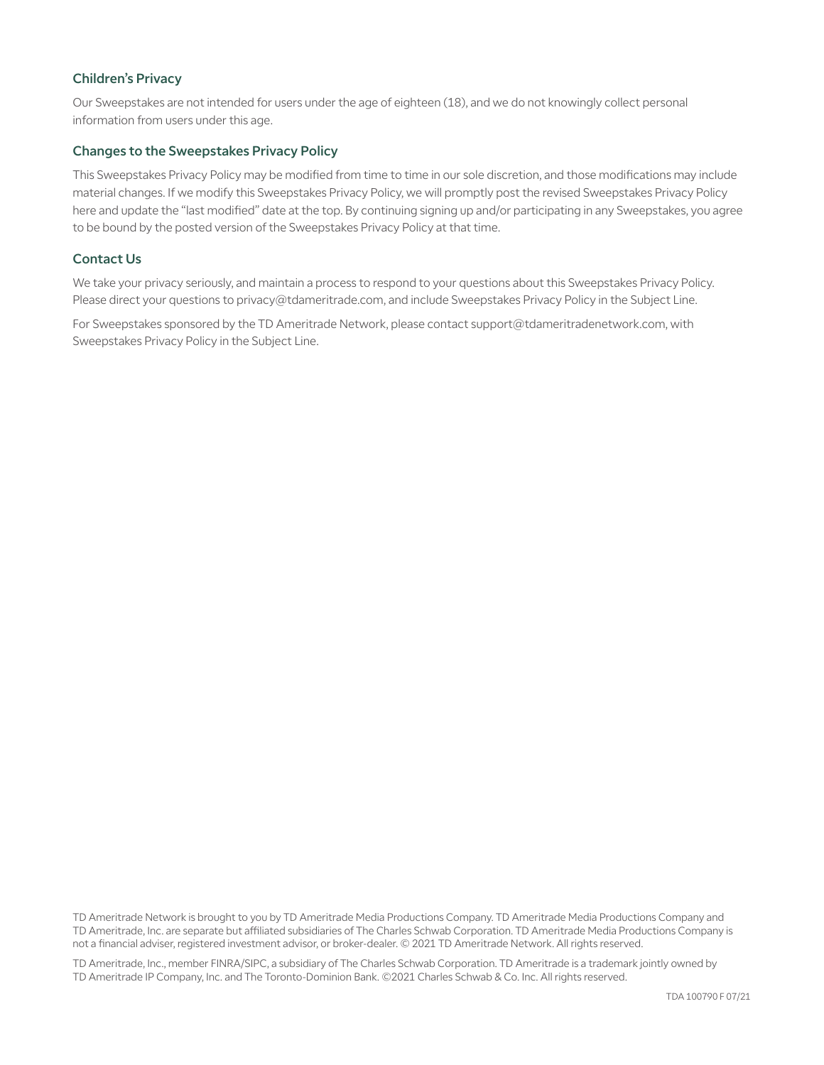## Children's Privacy

Our Sweepstakes are not intended for users under the age of eighteen (18), and we do not knowingly collect personal information from users under this age.

## Changes to the Sweepstakes Privacy Policy

This Sweepstakes Privacy Policy may be modified from time to time in our sole discretion, and those modifications may include material changes. If we modify this Sweepstakes Privacy Policy, we will promptly post the revised Sweepstakes Privacy Policy here and update the "last modified" date at the top. By continuing signing up and/or participating in any Sweepstakes, you agree to be bound by the posted version of the Sweepstakes Privacy Policy at that time.

## Contact Us

We take your privacy seriously, and maintain a process to respond to your questions about this Sweepstakes Privacy Policy. Please direct your questions to privacy@tdameritrade.com, and include Sweepstakes Privacy Policy in the Subject Line.

For Sweepstakes sponsored by the TD Ameritrade Network, please contact support@tdameritradenetwork.com, with Sweepstakes Privacy Policy in the Subject Line.

TD Ameritrade Network is brought to you by TD Ameritrade Media Productions Company. TD Ameritrade Media Productions Company and TD Ameritrade, Inc. are separate but affiliated subsidiaries of The Charles Schwab Corporation. TD Ameritrade Media Productions Company is not a financial adviser, registered investment advisor, or broker-dealer. © 2021 TD Ameritrade Network. All rights reserved.

TD Ameritrade, Inc., member FINRA/SIPC, a subsidiary of The Charles Schwab Corporation. TD Ameritrade is a trademark jointly owned by TD Ameritrade IP Company, Inc. and The Toronto-Dominion Bank. ©2021 Charles Schwab & Co. Inc. All rights reserved.

TDA 100790 F 07/21